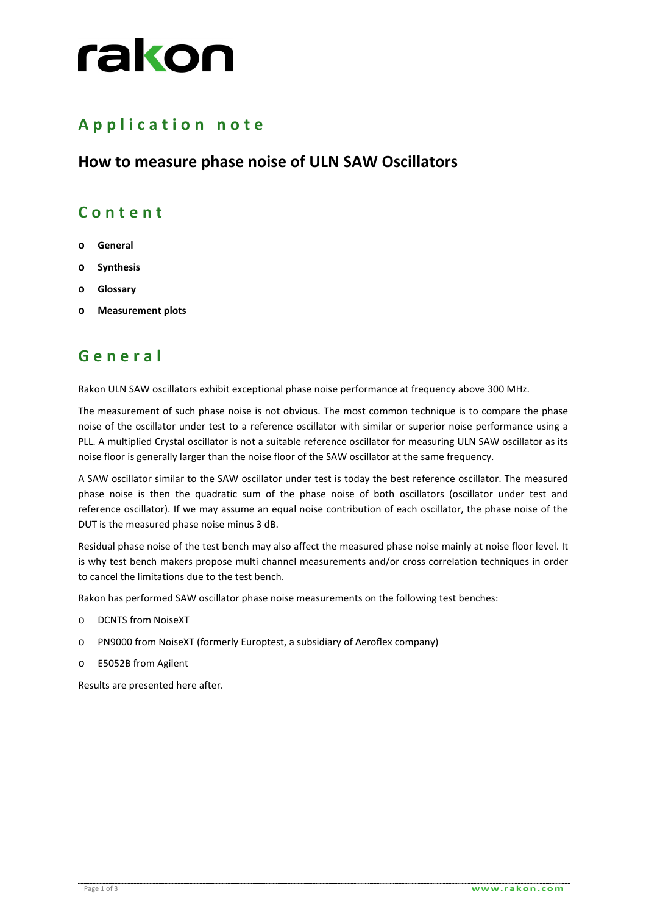rakon

# Application note

## How to measure phase noise of ULN SAW Oscillators

## Content

- **General**
- **Synthesis**
- **Glossary**
- **Measurement plots**

## General

Rakon ULN SAW oscillators exhibit exceptional phase noise performance at frequency above 300 MHz.

The measurement of such phase noise is not obvious. The most common technique is to compare the phase noise of the oscillator under test to a reference oscillator with similar or superior noise performance using a PLL. A multiplied Crystal oscillator is not a suitable reference oscillator for measuring ULN SAW oscillator as its noise floor is generally larger than the noise floor of the SAW oscillator at the same frequency.

A SAW oscillator similar to the SAW oscillator under test is today the best reference oscillator. The measured phase noise is then the quadratic sum of the phase noise of both oscillators (oscillator under test and reference oscillator). If we may assume an equal noise contribution of each oscillator, the phase noise of the DUT is the measured phase noise minus 3 dB.

Residual phase noise of the test bench may also affect the measured phase noise mainly at noise floor level. It is why test bench makers propose multi channel measurements and/or cross correlation techniques in order to cancel the limitations due to the test bench.

Rakon has performed SAW oscillator phase noise measurements on the following test benches:

- DCNTS from NoiseXT
- PN9000 from NoiseXT (formerly Europtest, a subsidiary of Aeroflex company)
- E5052B from Agilent

Results are presented here after.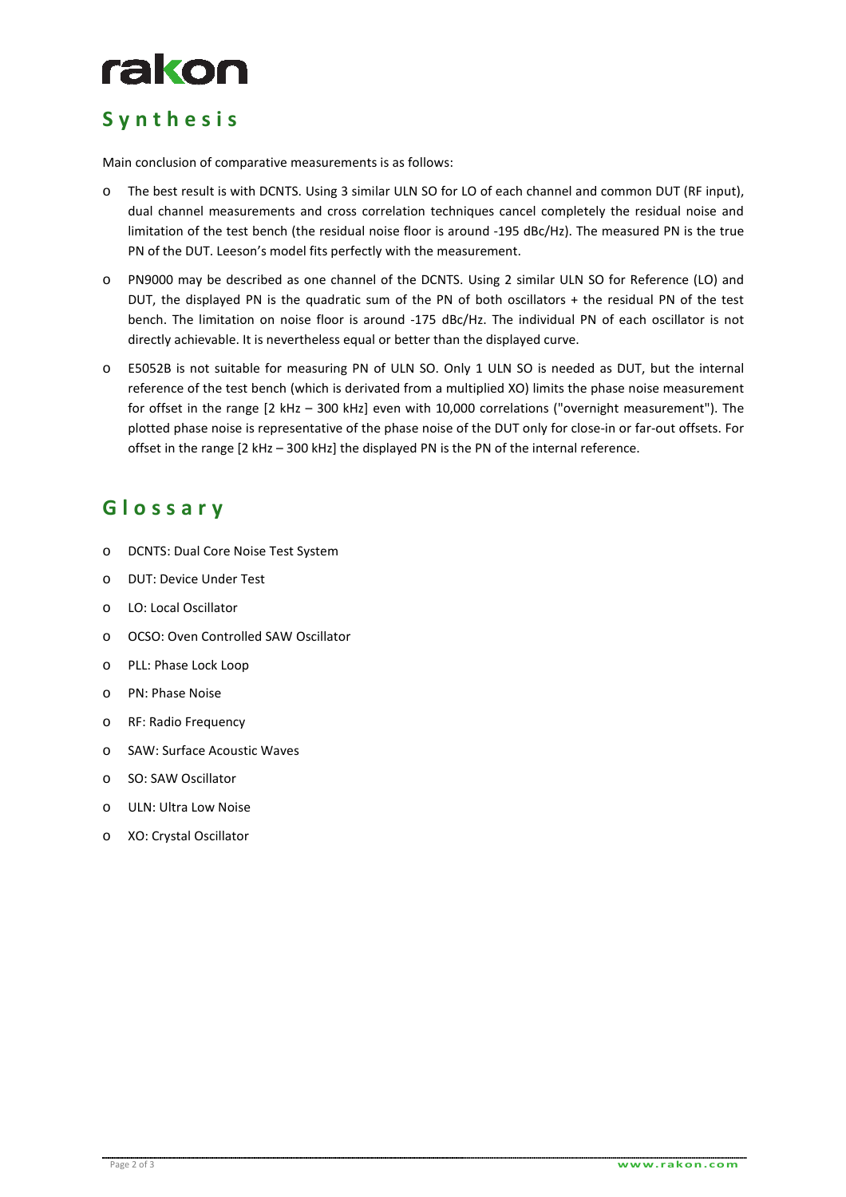## Synthesis

Main conclusion of comparative measurements is as follows:

- The best result is with DCNTS. Using 3 similar ULN SO for LO of each channel and common DUT (RF input), dual channel measurements and cross correlation techniques cancel completely the residual noise and limitation of the test bench (the residual noise floor is around -195 dBc/Hz). The measured PN is the true PN of the DUT. Leeson's model fits perfectly with the measurement.
- PN9000 may be described as one channel of the DCNTS. Using 2 similar ULN SO for Reference (LO) and DUT, the displayed PN is the quadratic sum of the PN of both oscillators + the residual PN of the test bench. The limitation on noise floor is around -175 dBc/Hz. The individual PN of each oscillator is not directly achievable. It is nevertheless equal or better than the displayed curve.
- E5052B is not suitable for measuring PN of ULN SO. Only 1 ULN SO is needed as DUT, but the internal reference of the test bench (which is derived from a multiplied XO) limits the phase noise measurement for offset in the range [2 kHz – 300 kHz] even with 10,000 correlations ("overnight measurement"). The plotted phase noise is representative of the phase noise of the DUT only for close-in or far-out offsets. For offset in the range [2 kHz – 300 kHz] the displayed PN is the PN of the internal reference.

## Glossary

- DCNTS: Dual Core Noise Test System
- DUT: Device Under Test
- LO: Local Oscillator
- OCSO: Oven Controlled SAW Oscillator
- PLL: Phase Lock Loop
- PN: Phase Noise
- RF: Radio Frequency
- SAW: Surface Acoustic Waves
- SO: SAW Oscillator
- ULN: Ultra Low Noise
- XO: Crystal Oscillator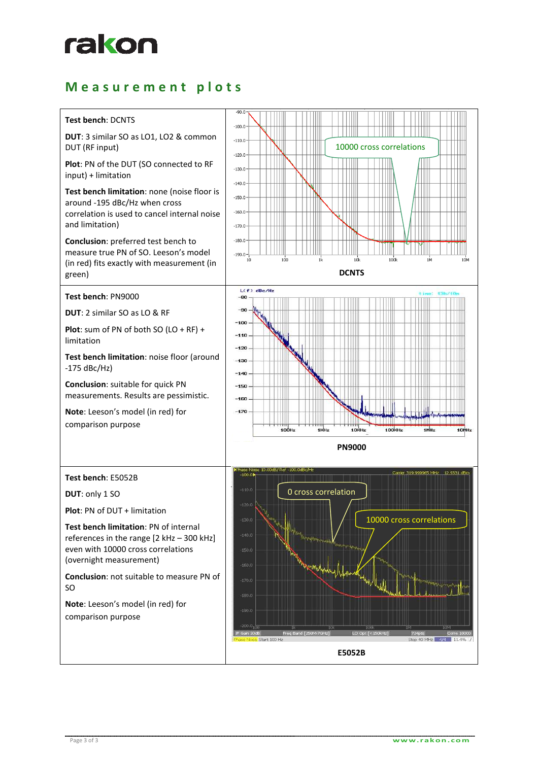# Measurement plots

**Test bench**: DCNTS

**DUT**: 3 similar SO as LO1, LO2 & common DUT (RF input)

**Plot**: PN of the DUT (SO connected to RF input) + limitation

**Test bench limitation**: none (noise floor is around -195 dBc/Hz when cross correlation is used to cancel internal noise and limitation)

**Conclusion**: preferred test bench to measure true PN of SO. Leeson's model (in red) fits exactly with measurement (in green)

10000 cross correlations

-90.0
-100.0
-110.0
-120.0
-130.0
-140.0
-150.0
-160.0
-170.0
-180.0
-190.0
10
100
1k
10k
100k
1M
10M

**DCNTS**

**Test bench**: PN9000

**DUT**: 2 similar SO as LO & RF

**Plot**: sum of PN of both SO (LO + RF) + limitation

**Test bench limitation**: noise floor (around -175 dBc/Hz)

**Conclusion**: suitable for quick PN measurements. Results are pessimistic.

**Note**: Leeson's model (in red) for comparison purpose

L(f) dBc/Hz
time: 13h/10m
-80
-90
-100
-110
-120
-130
-140
-150
-160
-170
100Hz
1KHz
10KHz
100KHz
1MHz
10MHz

**PN9000**

**Test bench**: E5052B

**DUT**: only 1 SO

**Plot**: PN of DUT + limitation

**Test bench limitation**: PN of internal references in the range [2 kHz – 300 kHz] even with 10000 cross correlations (overnight measurement)

**Conclusion**: not suitable to measure PN of SO

**Note**: Leeson's model (in red) for comparison purpose

Phase Noise 10.00dB/ Ref -100.0dBc/Hz
Carrier 319.999965 MHz 12.3331 dBm
0 cross correlation
10000 cross correlations
-100.0
-110.0
-120.0
-130.0
-140.0
-150.0
-160.0
-170.0
-180.0
-190.0
-200.0
100
1k
10k
100k
1M
10M
IF Gain 30dB
Freq Band [250M-7GHz]
LO Opt [< 150kHz]
724pts
Corre 10000
Phase Noise Start 100 Hz
Stop 40 MHz
4/4
11.4%

**E5052B**